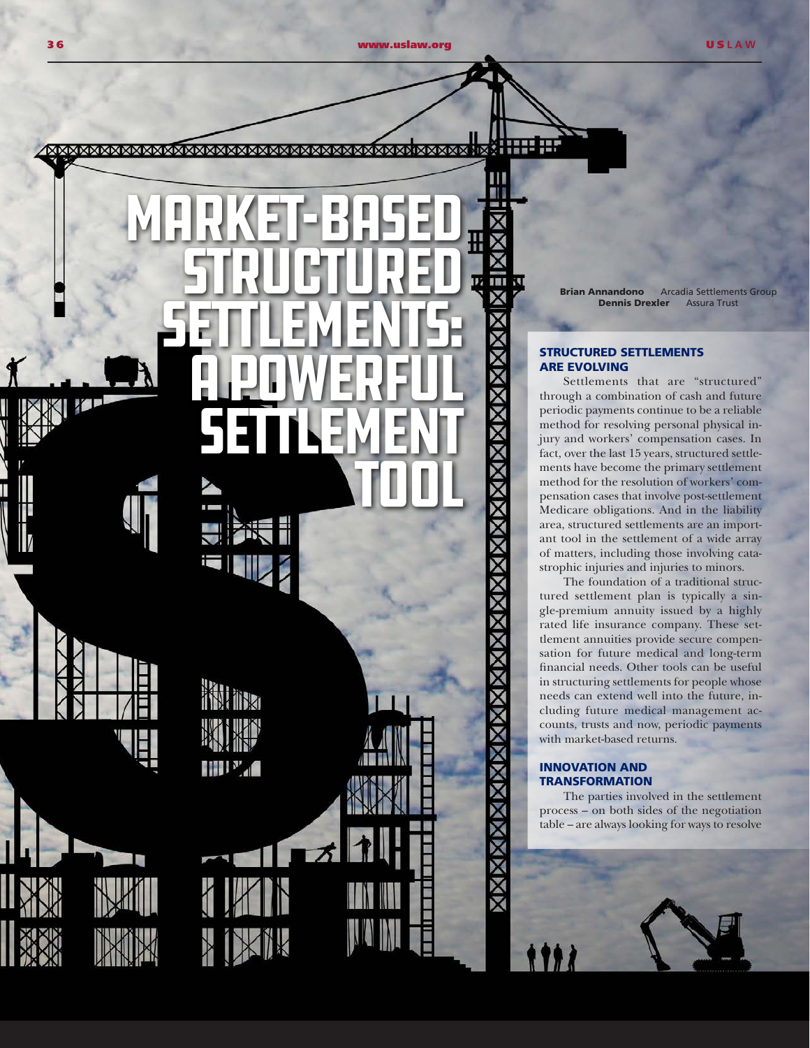# Market-Based Structured Settlements: A Powerful Settlement Tool

**Brian Annandono** Arcadia Settlements Group
**Dennis Drexler** Assura Trust

## STRUCTURED SETTLEMENTS ARE EVOLVING

Settlements that are "structured" through a combination of cash and future periodic payments continue to be a reliable method for resolving personal physical injury and workers' compensation cases. In fact, over the last 15 years, structured settlements have become the primary settlement method for the resolution of workers' compensation cases that involve post-settlement Medicare obligations. And in the liability area, structured settlements are an important tool in the settlement of a wide array of matters, including those involving catastrophic injuries and injuries to minors.

The foundation of a traditional structured settlement plan is typically a single-premium annuity issued by a highly rated life insurance company. These settlement annuities provide secure compensation for future medical and long-term financial needs. Other tools can be useful in structuring settlements for people whose needs can extend well into the future, including future medical management accounts, trusts and now, periodic payments with market-based returns.

## INNOVATION AND TRANSFORMATION

The parties involved in the settlement process – on both sides of the negotiation table – are always looking for ways to resolve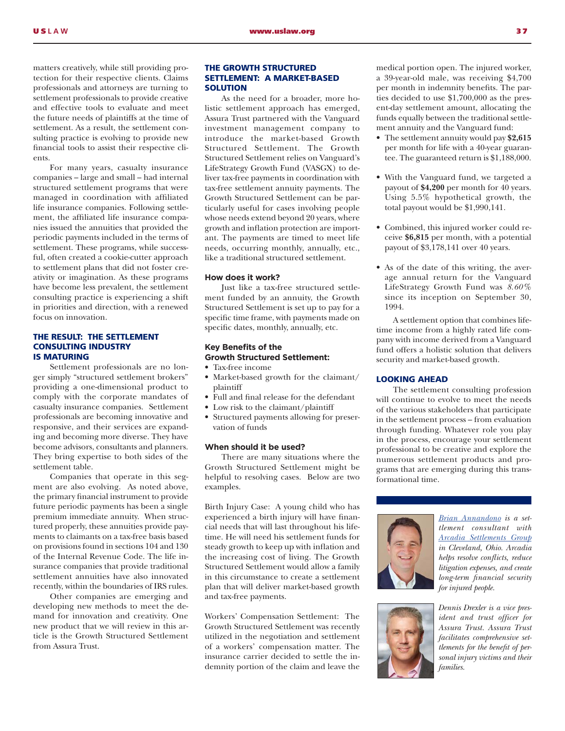matters creatively, while still providing protection for their respective clients. Claims professionals and attorneys are turning to settlement professionals to provide creative and effective tools to evaluate and meet the future needs of plaintiffs at the time of settlement. As a result, the settlement consulting practice is evolving to provide new financial tools to assist their respective clients.

For many years, casualty insurance companies – large and small – had internal structured settlement programs that were managed in coordination with affiliated life insurance companies. Following settlement, the affiliated life insurance companies issued the annuities that provided the periodic payments included in the terms of settlement. These programs, while successful, often created a cookie-cutter approach to settlement plans that did not foster creativity or imagination. As these programs have become less prevalent, the settlement consulting practice is experiencing a shift in priorities and direction, with a renewed focus on innovation.

## THE RESULT: THE SETTLEMENT CONSULTING INDUSTRY IS MATURING

Settlement professionals are no longer simply "structured settlement brokers" providing a one-dimensional product to comply with the corporate mandates of casualty insurance companies. Settlement professionals are becoming innovative and responsive, and their services are expanding and becoming more diverse. They have become advisors, consultants and planners. They bring expertise to both sides of the settlement table.

Companies that operate in this segment are also evolving. As noted above, the primary financial instrument to provide future periodic payments has been a single premium immediate annuity. When structured properly, these annuities provide payments to claimants on a tax-free basis based on provisions found in sections 104 and 130 of the Internal Revenue Code. The life insurance companies that provide traditional settlement annuities have also innovated recently, within the boundaries of IRS rules.

Other companies are emerging and developing new methods to meet the demand for innovation and creativity. One new product that we will review in this article is the Growth Structured Settlement from Assura Trust.

## THE GROWTH STRUCTURED SETTLEMENT: A MARKET-BASED SOLUTION

As the need for a broader, more holistic settlement approach has emerged, Assura Trust partnered with the Vanguard investment management company to introduce the market-based Growth Structured Settlement. The Growth Structured Settlement relies on Vanguard's LifeStrategy Growth Fund (VASGX) to deliver tax-free payments in coordination with tax-free settlement annuity payments. The Growth Structured Settlement can be particularly useful for cases involving people whose needs extend beyond 20 years, where growth and inflation protection are important. The payments are timed to meet life needs, occurring monthly, annually, etc., like a traditional structured settlement.

### How does it work?

Just like a tax-free structured settlement funded by an annuity, the Growth Structured Settlement is set up to pay for a specific time frame, with payments made on specific dates, monthly, annually, etc.

### Key Benefits of the Growth Structured Settlement:

- Tax-free income
- Market-based growth for the claimant/plaintiff
- Full and final release for the defendant
- Low risk to the claimant/plaintiff
- Structured payments allowing for preservation of funds

### When should it be used?

There are many situations where the Growth Structured Settlement might be helpful to resolving cases. Below are two examples.

Birth Injury Case: A young child who has experienced a birth injury will have financial needs that will last throughout his lifetime. He will need his settlement funds for steady growth to keep up with inflation and the increasing cost of living. The Growth Structured Settlement would allow a family in this circumstance to create a settlement plan that will deliver market-based growth and tax-free payments.

Workers' Compensation Settlement: The Growth Structured Settlement was recently utilized in the negotiation and settlement of a workers' compensation matter. The insurance carrier decided to settle the indemnity portion of the claim and leave the medical portion open. The injured worker, a 39-year-old male, was receiving $4,700 per month in indemnity benefits. The parties decided to use $1,700,000 as the present-day settlement amount, allocating the funds equally between the traditional settlement annuity and the Vanguard fund:

- The settlement annuity would pay **$2,615** per month for life with a 40-year guarantee. The guaranteed return is $1,188,000.
- With the Vanguard fund, we targeted a payout of **$4,200** per month for 40 years. Using 5.5% hypothetical growth, the total payout would be $1,990,141.
- Combined, this injured worker could receive **$6,815** per month, with a potential payout of $3,178,141 over 40 years.
- As of the date of this writing, the average annual return for the Vanguard LifeStrategy Growth Fund was *8.60%* since its inception on September 30, 1994.

A settlement option that combines lifetime income from a highly rated life company with income derived from a Vanguard fund offers a holistic solution that delivers security and market-based growth.

## LOOKING AHEAD

The settlement consulting profession will continue to evolve to meet the needs of the various stakeholders that participate in the settlement process – from evaluation through funding. Whatever role you play in the process, encourage your settlement professional to be creative and explore the numerous settlement products and programs that are emerging during this transformational time.

*Brian Annandono is a settlement consultant with Arcadia Settlements Group in Cleveland, Ohio. Arcadia helps resolve conflicts, reduce litigation expenses, and create long-term financial security for injured people.*

*Dennis Drexler is a vice president and trust officer for Assura Trust. Assura Trust facilitates comprehensive settlements for the benefit of personal injury victims and their families.*